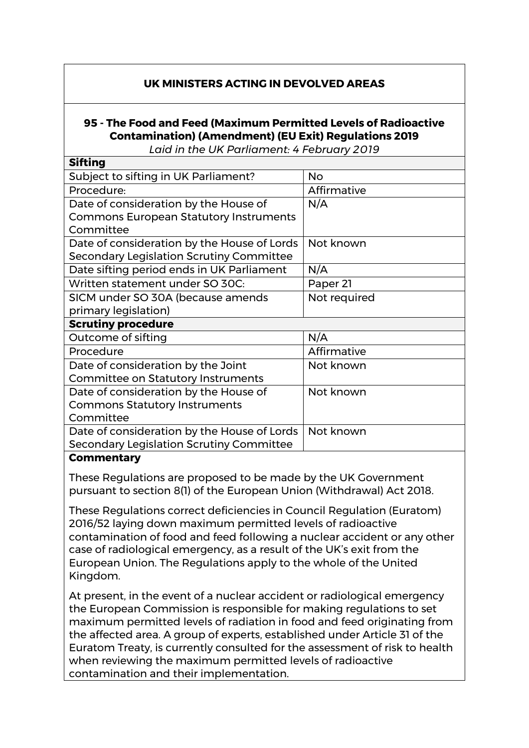## UK MINISTERS ACTING IN DEVOLVED AREAS

### 95 - The Food and Feed (Maximum Permitted Levels of Radioactive Contamination) (Amendment) (EU Exit) Regulations 2019

*Laid in the UK Parliament: 4 February 2019*

| **Sifting** | |
|---|---|
| Subject to sifting in UK Parliament? | No |
| Procedure: | Affirmative |
| Date of consideration by the House of Commons European Statutory Instruments Committee | N/A |
| Date of consideration by the House of Lords Secondary Legislation Scrutiny Committee | Not known |
| Date sifting period ends in UK Parliament | N/A |
| Written statement under SO 30C: | Paper 21 |
| SICM under SO 30A (because amends primary legislation) | Not required |
| **Scrutiny procedure** | |
| Outcome of sifting | N/A |
| Procedure | Affirmative |
| Date of consideration by the Joint Committee on Statutory Instruments | Not known |
| Date of consideration by the House of Commons Statutory Instruments Committee | Not known |
| Date of consideration by the House of Lords Secondary Legislation Scrutiny Committee | Not known |

**Commentary**

These Regulations are proposed to be made by the UK Government pursuant to section 8(1) of the European Union (Withdrawal) Act 2018.

These Regulations correct deficiencies in Council Regulation (Euratom) 2016/52 laying down maximum permitted levels of radioactive contamination of food and feed following a nuclear accident or any other case of radiological emergency, as a result of the UK's exit from the European Union. The Regulations apply to the whole of the United Kingdom.

At present, in the event of a nuclear accident or radiological emergency the European Commission is responsible for making regulations to set maximum permitted levels of radiation in food and feed originating from the affected area. A group of experts, established under Article 31 of the Euratom Treaty, is currently consulted for the assessment of risk to health when reviewing the maximum permitted levels of radioactive contamination and their implementation.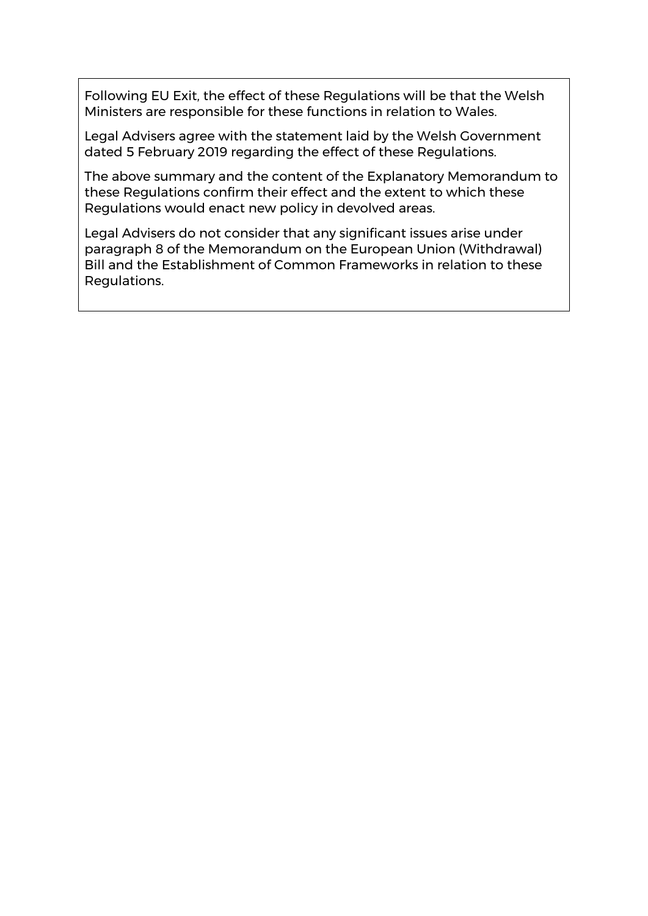Following EU Exit, the effect of these Regulations will be that the Welsh Ministers are responsible for these functions in relation to Wales.

Legal Advisers agree with the statement laid by the Welsh Government dated 5 February 2019 regarding the effect of these Regulations.

The above summary and the content of the Explanatory Memorandum to these Regulations confirm their effect and the extent to which these Regulations would enact new policy in devolved areas.

Legal Advisers do not consider that any significant issues arise under paragraph 8 of the Memorandum on the European Union (Withdrawal) Bill and the Establishment of Common Frameworks in relation to these Regulations.